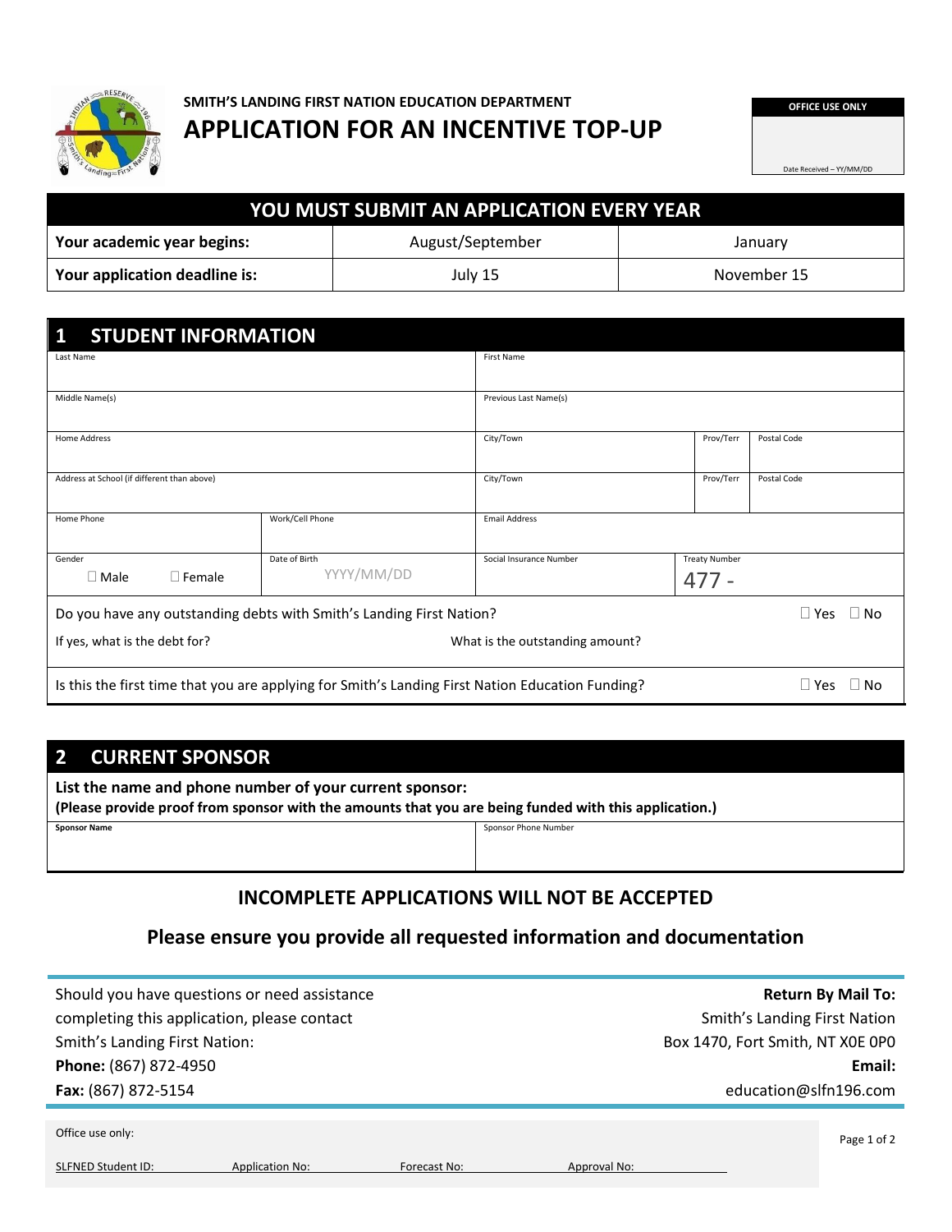SMITH'S LANDING FIRST NATION EDUCATION DEPARTMENT

# APPLICATION FOR AN INCENTIVE TOP-UP

| OFFICE USE ONLY |
|---|
| Date Received – YY/MM/DD |

## YOU MUST SUBMIT AN APPLICATION EVERY YEAR

| | | |
|---|---|---|
| **Your academic year begins:** | August/September | January |
| **Your application deadline is:** | July 15 | November 15 |

## 1 STUDENT INFORMATION

| | | | | |
|---|---|---|---|---|
| Last Name | | First Name | | |
| Middle Name(s) | | Previous Last Name(s) | | |
| Home Address | | City/Town | Prov/Terr | Postal Code |
| Address at School (if different than above) | | City/Town | Prov/Terr | Postal Code |
| Home Phone | Work/Cell Phone | Email Address | | |
| Gender ☐ Male ☐ Female | Date of Birth YYYY/MM/DD | Social Insurance Number | Treaty Number 477 - | |

Do you have any outstanding debts with Smith's Landing First Nation? ☐ Yes ☐ No

If yes, what is the debt for? What is the outstanding amount?

Is this the first time that you are applying for Smith's Landing First Nation Education Funding? ☐ Yes ☐ No

## 2 CURRENT SPONSOR

**List the name and phone number of your current sponsor:**
**(Please provide proof from sponsor with the amounts that you are being funded with this application.)**

| **Sponsor Name** | Sponsor Phone Number |
|---|---|
| | |

### INCOMPLETE APPLICATIONS WILL NOT BE ACCEPTED

### Please ensure you provide all requested information and documentation

Should you have questions or need assistance completing this application, please contact Smith's Landing First Nation:
**Phone:** (867) 872-4950
**Fax:** (867) 872-5154

**Return By Mail To:**
Smith's Landing First Nation
Box 1470, Fort Smith, NT X0E 0P0
**Email:**
education@slfn196.com

Office use only:

SLFNED Student ID: Application No: Forecast No: Approval No: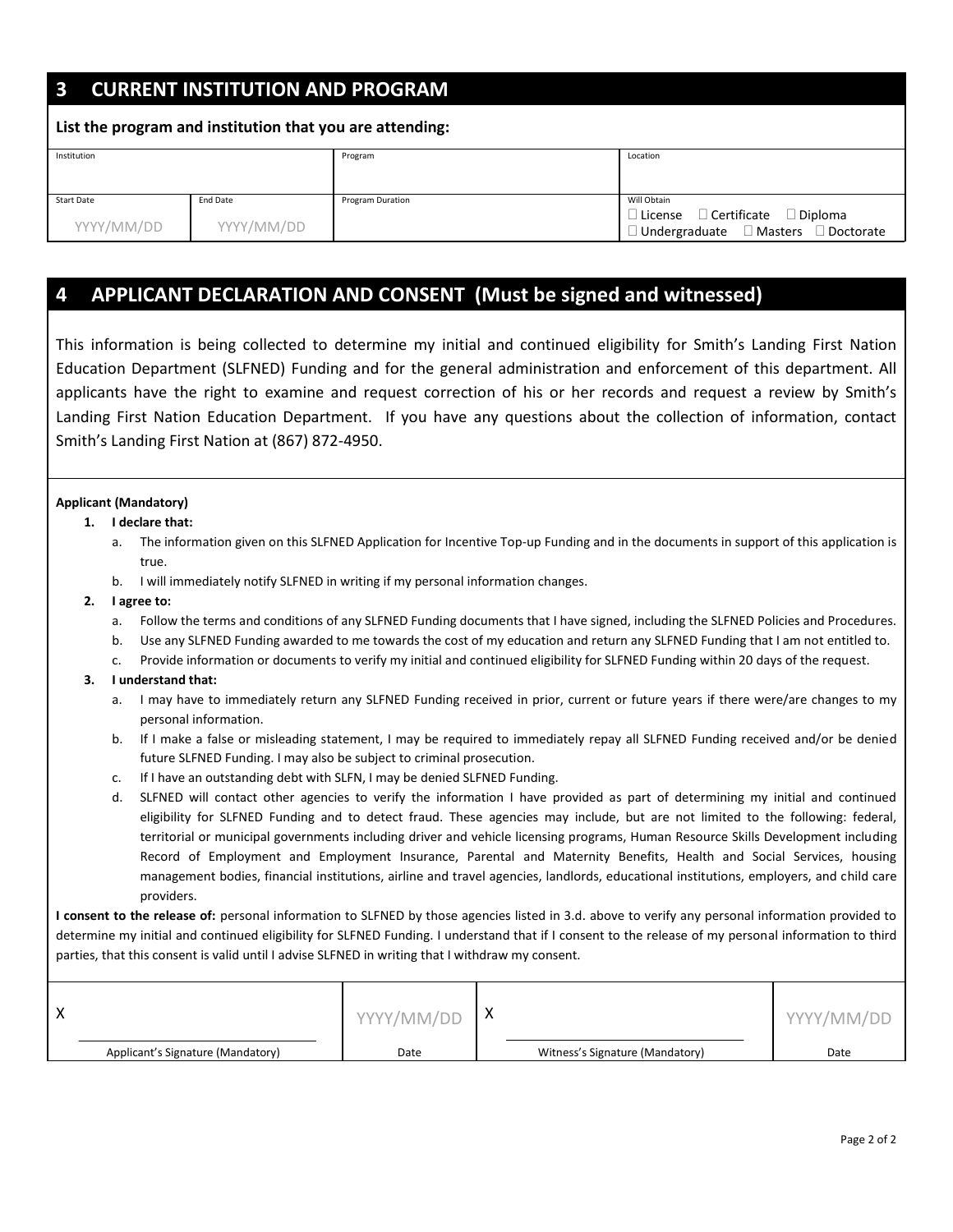## 3 CURRENT INSTITUTION AND PROGRAM

**List the program and institution that you are attending:**

| Institution | | Program | Location |
|---|---|---|---|
| | | | |
| **Start Date** | **End Date** | **Program Duration** | **Will Obtain** |
| YYYY/MM/DD | YYYY/MM/DD | | ☐ License ☐ Certificate ☐ Diploma ☐ Undergraduate ☐ Masters ☐ Doctorate |

## 4 APPLICANT DECLARATION AND CONSENT (Must be signed and witnessed)

This information is being collected to determine my initial and continued eligibility for Smith's Landing First Nation Education Department (SLFNED) Funding and for the general administration and enforcement of this department. All applicants have the right to examine and request correction of his or her records and request a review by Smith's Landing First Nation Education Department. If you have any questions about the collection of information, contact Smith's Landing First Nation at (867) 872-4950.

**Applicant (Mandatory)**

1. **I declare that:**
   a. The information given on this SLFNED Application for Incentive Top-up Funding and in the documents in support of this application is true.
   b. I will immediately notify SLFNED in writing if my personal information changes.
2. **I agree to:**
   a. Follow the terms and conditions of any SLFNED Funding documents that I have signed, including the SLFNED Policies and Procedures.
   b. Use any SLFNED Funding awarded to me towards the cost of my education and return any SLFNED Funding that I am not entitled to.
   c. Provide information or documents to verify my initial and continued eligibility for SLFNED Funding within 20 days of the request.
3. **I understand that:**
   a. I may have to immediately return any SLFNED Funding received in prior, current or future years if there were/are changes to my personal information.
   b. If I make a false or misleading statement, I may be required to immediately repay all SLFNED Funding received and/or be denied future SLFNED Funding. I may also be subject to criminal prosecution.
   c. If I have an outstanding debt with SLFN, I may be denied SLFNED Funding.
   d. SLFNED will contact other agencies to verify the information I have provided as part of determining my initial and continued eligibility for SLFNED Funding and to detect fraud. These agencies may include, but are not limited to the following: federal, territorial or municipal governments including driver and vehicle licensing programs, Human Resource Skills Development including Record of Employment and Employment Insurance, Parental and Maternity Benefits, Health and Social Services, housing management bodies, financial institutions, airline and travel agencies, landlords, educational institutions, employers, and child care providers.

**I consent to the release of:** personal information to SLFNED by those agencies listed in 3.d. above to verify any personal information provided to determine my initial and continued eligibility for SLFNED Funding. I understand that if I consent to the release of my personal information to third parties, that this consent is valid until I advise SLFNED in writing that I withdraw my consent.

| | | | |
|---|---|---|---|
| X | YYYY/MM/DD | X | YYYY/MM/DD |
| Applicant's Signature (Mandatory) | Date | Witness's Signature (Mandatory) | Date |